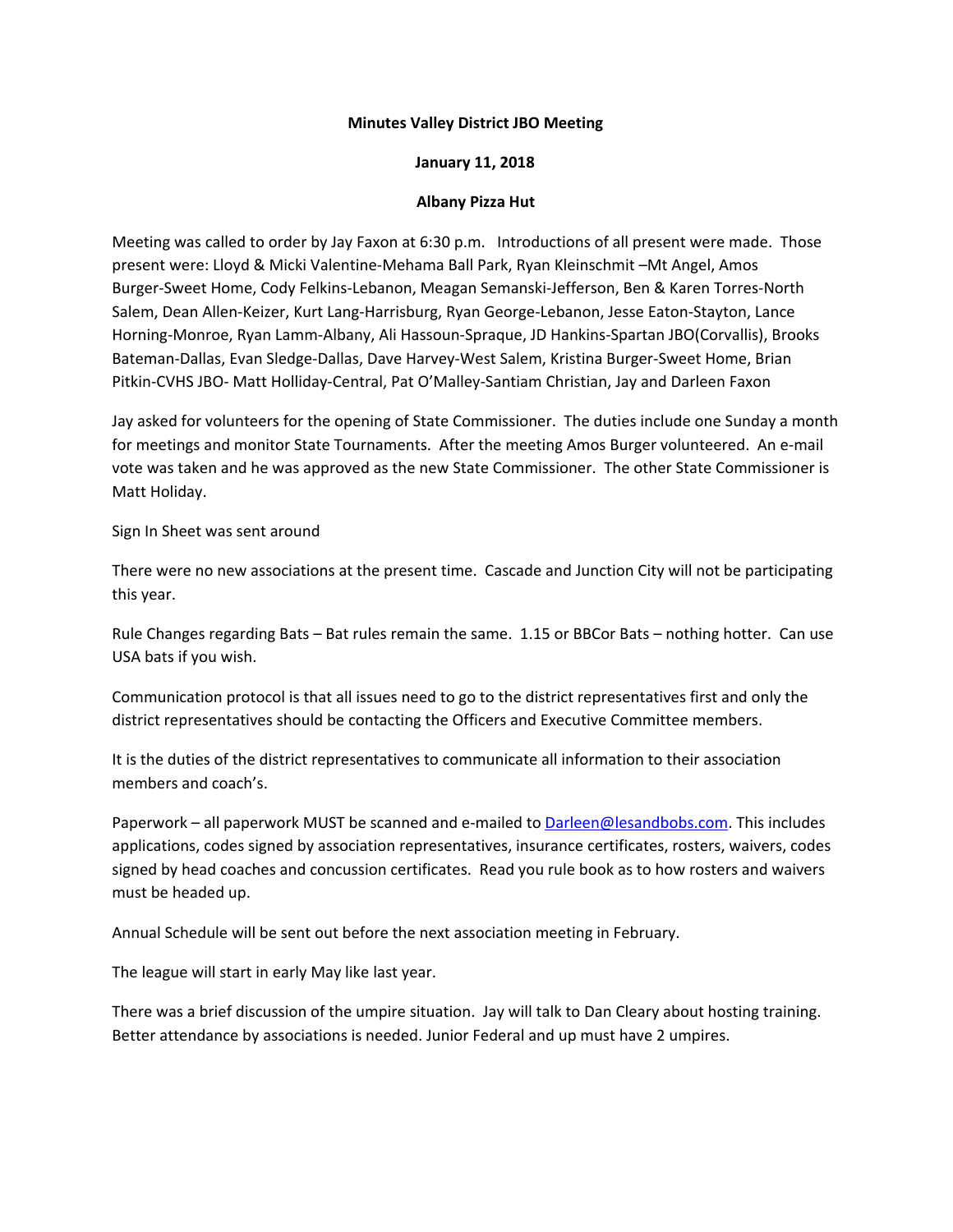**Minutes Valley District JBO Meeting**

**January 11, 2018**

**Albany Pizza Hut**

Meeting was called to order by Jay Faxon at 6:30 p.m. Introductions of all present were made. Those present were: Lloyd & Micki Valentine-Mehama Ball Park, Ryan Kleinschmit –Mt Angel, Amos Burger-Sweet Home, Cody Felkins-Lebanon, Meagan Semanski-Jefferson, Ben & Karen Torres-North Salem, Dean Allen-Keizer, Kurt Lang-Harrisburg, Ryan George-Lebanon, Jesse Eaton-Stayton, Lance Horning-Monroe, Ryan Lamm-Albany, Ali Hassoun-Spraque, JD Hankins-Spartan JBO(Corvallis), Brooks Bateman-Dallas, Evan Sledge-Dallas, Dave Harvey-West Salem, Kristina Burger-Sweet Home, Brian Pitkin-CVHS JBO- Matt Holliday-Central, Pat O'Malley-Santiam Christian, Jay and Darleen Faxon

Jay asked for volunteers for the opening of State Commissioner. The duties include one Sunday a month for meetings and monitor State Tournaments. After the meeting Amos Burger volunteered. An e-mail vote was taken and he was approved as the new State Commissioner. The other State Commissioner is Matt Holiday.

Sign In Sheet was sent around

There were no new associations at the present time. Cascade and Junction City will not be participating this year.

Rule Changes regarding Bats – Bat rules remain the same. 1.15 or BBCor Bats – nothing hotter. Can use USA bats if you wish.

Communication protocol is that all issues need to go to the district representatives first and only the district representatives should be contacting the Officers and Executive Committee members.

It is the duties of the district representatives to communicate all information to their association members and coach's.

Paperwork – all paperwork MUST be scanned and e-mailed to Darleen@lesandbobs.com. This includes applications, codes signed by association representatives, insurance certificates, rosters, waivers, codes signed by head coaches and concussion certificates. Read you rule book as to how rosters and waivers must be headed up.

Annual Schedule will be sent out before the next association meeting in February.

The league will start in early May like last year.

There was a brief discussion of the umpire situation. Jay will talk to Dan Cleary about hosting training. Better attendance by associations is needed. Junior Federal and up must have 2 umpires.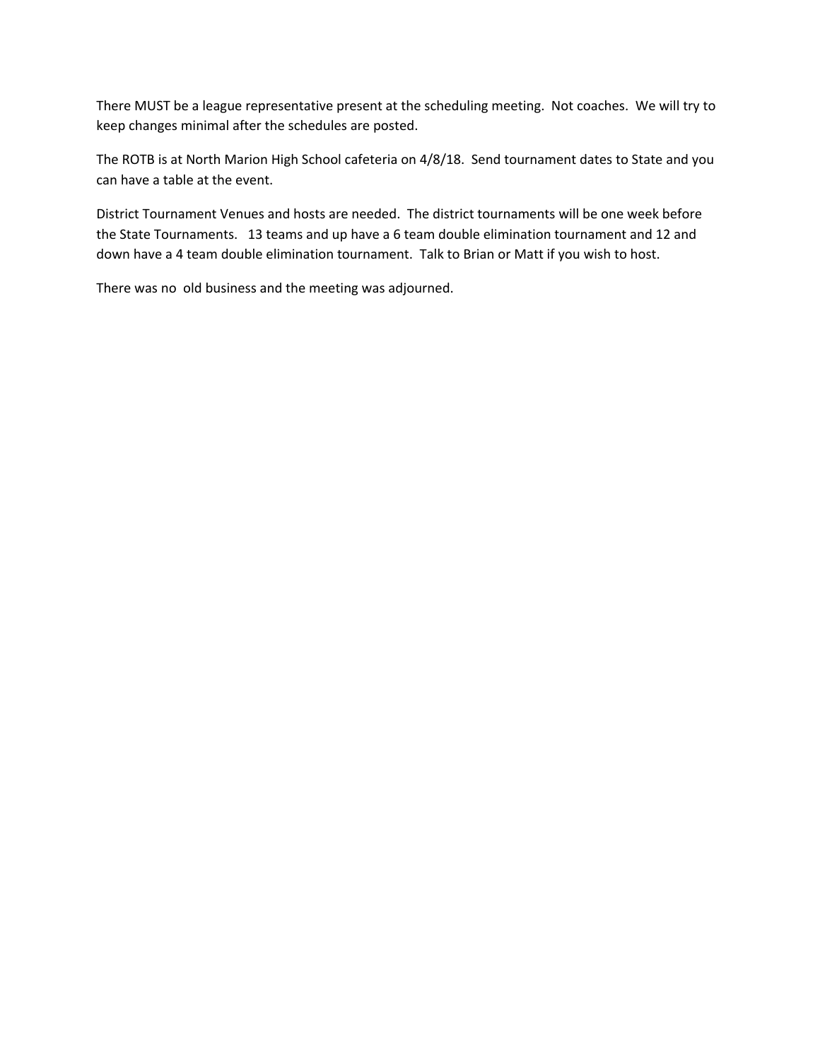There MUST be a league representative present at the scheduling meeting. Not coaches. We will try to keep changes minimal after the schedules are posted.

The ROTB is at North Marion High School cafeteria on 4/8/18. Send tournament dates to State and you can have a table at the event.

District Tournament Venues and hosts are needed. The district tournaments will be one week before the State Tournaments. 13 teams and up have a 6 team double elimination tournament and 12 and down have a 4 team double elimination tournament. Talk to Brian or Matt if you wish to host.

There was no old business and the meeting was adjourned.